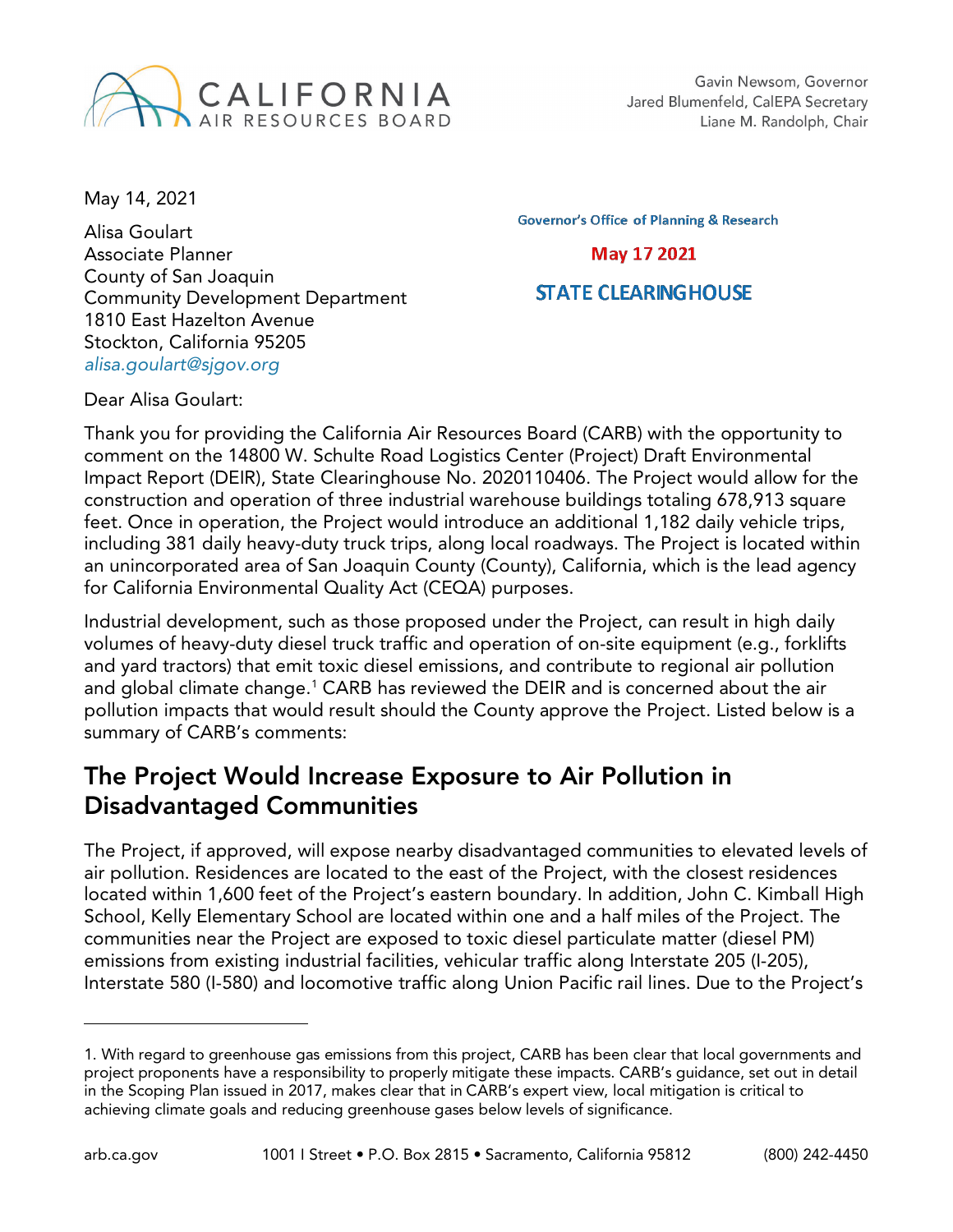CALIFORNIA AIR RESOURCES BOARD

Gavin Newsom, Governor
Jared Blumenfeld, CalEPA Secretary
Liane M. Randolph, Chair

May 14, 2021

Governor's Office of Planning & Research

May 17 2021

STATE CLEARINGHOUSE

Alisa Goulart
Associate Planner
County of San Joaquin
Community Development Department
1810 East Hazelton Avenue
Stockton, California 95205
alisa.goulart@sjgov.org

Dear Alisa Goulart:

Thank you for providing the California Air Resources Board (CARB) with the opportunity to comment on the 14800 W. Schulte Road Logistics Center (Project) Draft Environmental Impact Report (DEIR), State Clearinghouse No. 2020110406. The Project would allow for the construction and operation of three industrial warehouse buildings totaling 678,913 square feet. Once in operation, the Project would introduce an additional 1,182 daily vehicle trips, including 381 daily heavy-duty truck trips, along local roadways. The Project is located within an unincorporated area of San Joaquin County (County), California, which is the lead agency for California Environmental Quality Act (CEQA) purposes.

Industrial development, such as those proposed under the Project, can result in high daily volumes of heavy-duty diesel truck traffic and operation of on-site equipment (e.g., forklifts and yard tractors) that emit toxic diesel emissions, and contribute to regional air pollution and global climate change.[1] CARB has reviewed the DEIR and is concerned about the air pollution impacts that would result should the County approve the Project. Listed below is a summary of CARB's comments:

## The Project Would Increase Exposure to Air Pollution in Disadvantaged Communities

The Project, if approved, will expose nearby disadvantaged communities to elevated levels of air pollution. Residences are located to the east of the Project, with the closest residences located within 1,600 feet of the Project's eastern boundary. In addition, John C. Kimball High School, Kelly Elementary School are located within one and a half miles of the Project. The communities near the Project are exposed to toxic diesel particulate matter (diesel PM) emissions from existing industrial facilities, vehicular traffic along Interstate 205 (I-205), Interstate 580 (I-580) and locomotive traffic along Union Pacific rail lines. Due to the Project's

---

1. With regard to greenhouse gas emissions from this project, CARB has been clear that local governments and project proponents have a responsibility to properly mitigate these impacts. CARB's guidance, set out in detail in the Scoping Plan issued in 2017, makes clear that in CARB's expert view, local mitigation is critical to achieving climate goals and reducing greenhouse gases below levels of significance.

arb.ca.gov 1001 I Street • P.O. Box 2815 • Sacramento, California 95812 (800) 242-4450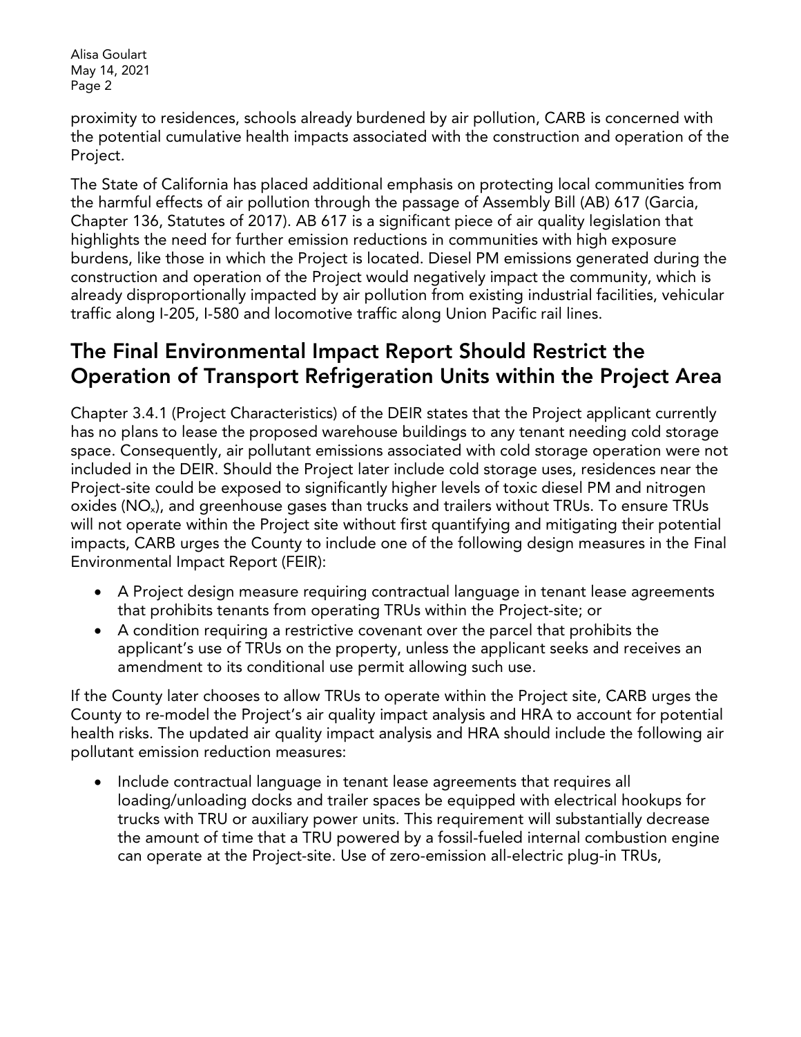proximity to residences, schools already burdened by air pollution, CARB is concerned with the potential cumulative health impacts associated with the construction and operation of the Project.

The State of California has placed additional emphasis on protecting local communities from the harmful effects of air pollution through the passage of Assembly Bill (AB) 617 (Garcia, Chapter 136, Statutes of 2017). AB 617 is a significant piece of air quality legislation that highlights the need for further emission reductions in communities with high exposure burdens, like those in which the Project is located. Diesel PM emissions generated during the construction and operation of the Project would negatively impact the community, which is already disproportionally impacted by air pollution from existing industrial facilities, vehicular traffic along I-205, I-580 and locomotive traffic along Union Pacific rail lines.

## The Final Environmental Impact Report Should Restrict the Operation of Transport Refrigeration Units within the Project Area

Chapter 3.4.1 (Project Characteristics) of the DEIR states that the Project applicant currently has no plans to lease the proposed warehouse buildings to any tenant needing cold storage space. Consequently, air pollutant emissions associated with cold storage operation were not included in the DEIR. Should the Project later include cold storage uses, residences near the Project-site could be exposed to significantly higher levels of toxic diesel PM and nitrogen oxides ($NO_x$), and greenhouse gases than trucks and trailers without TRUs. To ensure TRUs will not operate within the Project site without first quantifying and mitigating their potential impacts, CARB urges the County to include one of the following design measures in the Final Environmental Impact Report (FEIR):

- A Project design measure requiring contractual language in tenant lease agreements that prohibits tenants from operating TRUs within the Project-site; or
- A condition requiring a restrictive covenant over the parcel that prohibits the applicant's use of TRUs on the property, unless the applicant seeks and receives an amendment to its conditional use permit allowing such use.

If the County later chooses to allow TRUs to operate within the Project site, CARB urges the County to re-model the Project's air quality impact analysis and HRA to account for potential health risks. The updated air quality impact analysis and HRA should include the following air pollutant emission reduction measures:

- Include contractual language in tenant lease agreements that requires all loading/unloading docks and trailer spaces be equipped with electrical hookups for trucks with TRU or auxiliary power units. This requirement will substantially decrease the amount of time that a TRU powered by a fossil-fueled internal combustion engine can operate at the Project-site. Use of zero-emission all-electric plug-in TRUs,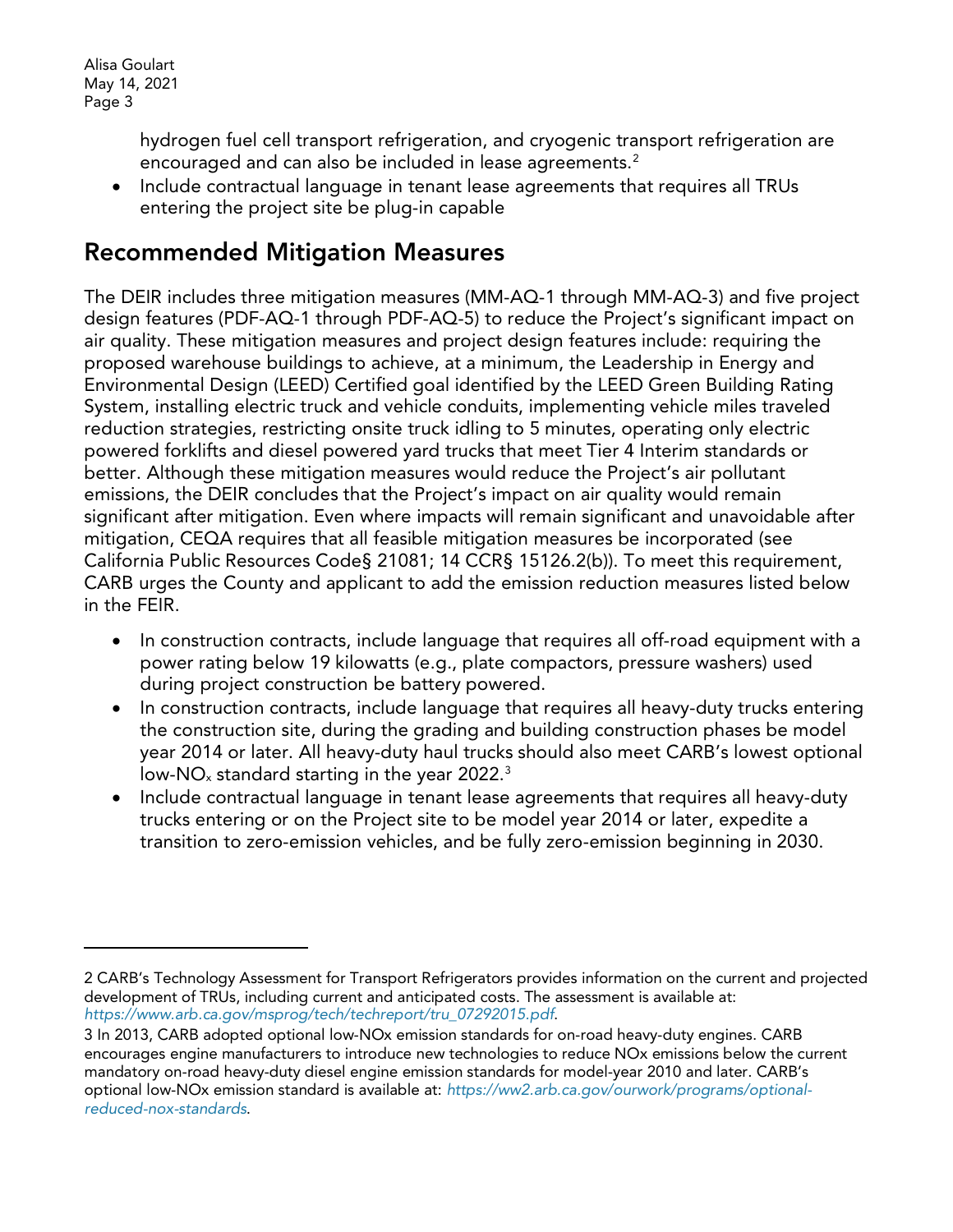hydrogen fuel cell transport refrigeration, and cryogenic transport refrigeration are encouraged and can also be included in lease agreements.[2]

- Include contractual language in tenant lease agreements that requires all TRUs entering the project site be plug-in capable

## Recommended Mitigation Measures

The DEIR includes three mitigation measures (MM-AQ-1 through MM-AQ-3) and five project design features (PDF-AQ-1 through PDF-AQ-5) to reduce the Project's significant impact on air quality. These mitigation measures and project design features include: requiring the proposed warehouse buildings to achieve, at a minimum, the Leadership in Energy and Environmental Design (LEED) Certified goal identified by the LEED Green Building Rating System, installing electric truck and vehicle conduits, implementing vehicle miles traveled reduction strategies, restricting onsite truck idling to 5 minutes, operating only electric powered forklifts and diesel powered yard trucks that meet Tier 4 Interim standards or better. Although these mitigation measures would reduce the Project's air pollutant emissions, the DEIR concludes that the Project's impact on air quality would remain significant after mitigation. Even where impacts will remain significant and unavoidable after mitigation, CEQA requires that all feasible mitigation measures be incorporated (see California Public Resources Code§ 21081; 14 CCR§ 15126.2(b)). To meet this requirement, CARB urges the County and applicant to add the emission reduction measures listed below in the FEIR.

- In construction contracts, include language that requires all off-road equipment with a power rating below 19 kilowatts (e.g., plate compactors, pressure washers) used during project construction be battery powered.
- In construction contracts, include language that requires all heavy-duty trucks entering the construction site, during the grading and building construction phases be model year 2014 or later. All heavy-duty haul trucks should also meet CARB's lowest optional low-$NO_x$ standard starting in the year 2022.[3]
- Include contractual language in tenant lease agreements that requires all heavy-duty trucks entering or on the Project site to be model year 2014 or later, expedite a transition to zero-emission vehicles, and be fully zero-emission beginning in 2030.

---

2 CARB's Technology Assessment for Transport Refrigerators provides information on the current and projected development of TRUs, including current and anticipated costs. The assessment is available at: *https://www.arb.ca.gov/msprog/tech/techreport/tru_07292015.pdf*.

3 In 2013, CARB adopted optional low-NOx emission standards for on-road heavy-duty engines. CARB encourages engine manufacturers to introduce new technologies to reduce NOx emissions below the current mandatory on-road heavy-duty diesel engine emission standards for model-year 2010 and later. CARB's optional low-NOx emission standard is available at: *https://ww2.arb.ca.gov/ourwork/programs/optional-reduced-nox-standards*.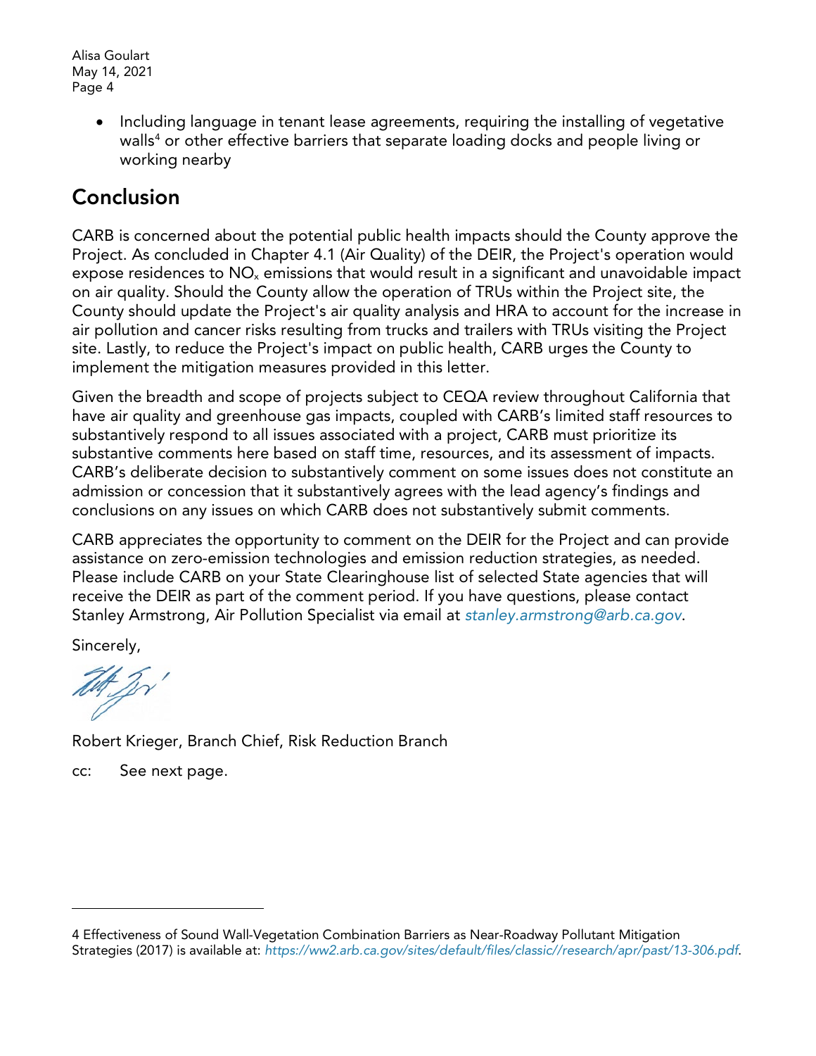Alisa Goulart
May 14, 2021

- Including language in tenant lease agreements, requiring the installing of vegetative walls[4] or other effective barriers that separate loading docks and people living or working nearby

## Conclusion

CARB is concerned about the potential public health impacts should the County approve the Project. As concluded in Chapter 4.1 (Air Quality) of the DEIR, the Project's operation would expose residences to $NO_x$ emissions that would result in a significant and unavoidable impact on air quality. Should the County allow the operation of TRUs within the Project site, the County should update the Project's air quality analysis and HRA to account for the increase in air pollution and cancer risks resulting from trucks and trailers with TRUs visiting the Project site. Lastly, to reduce the Project's impact on public health, CARB urges the County to implement the mitigation measures provided in this letter.

Given the breadth and scope of projects subject to CEQA review throughout California that have air quality and greenhouse gas impacts, coupled with CARB's limited staff resources to substantively respond to all issues associated with a project, CARB must prioritize its substantive comments here based on staff time, resources, and its assessment of impacts. CARB's deliberate decision to substantively comment on some issues does not constitute an admission or concession that it substantively agrees with the lead agency's findings and conclusions on any issues on which CARB does not substantively submit comments.

CARB appreciates the opportunity to comment on the DEIR for the Project and can provide assistance on zero-emission technologies and emission reduction strategies, as needed. Please include CARB on your State Clearinghouse list of selected State agencies that will receive the DEIR as part of the comment period. If you have questions, please contact Stanley Armstrong, Air Pollution Specialist via email at *stanley.armstrong@arb.ca.gov*.

Sincerely,

Robert Krieger, Branch Chief, Risk Reduction Branch

cc: See next page.

---

4 Effectiveness of Sound Wall-Vegetation Combination Barriers as Near-Roadway Pollutant Mitigation Strategies (2017) is available at: *https://ww2.arb.ca.gov/sites/default/files/classic//research/apr/past/13-306.pdf*.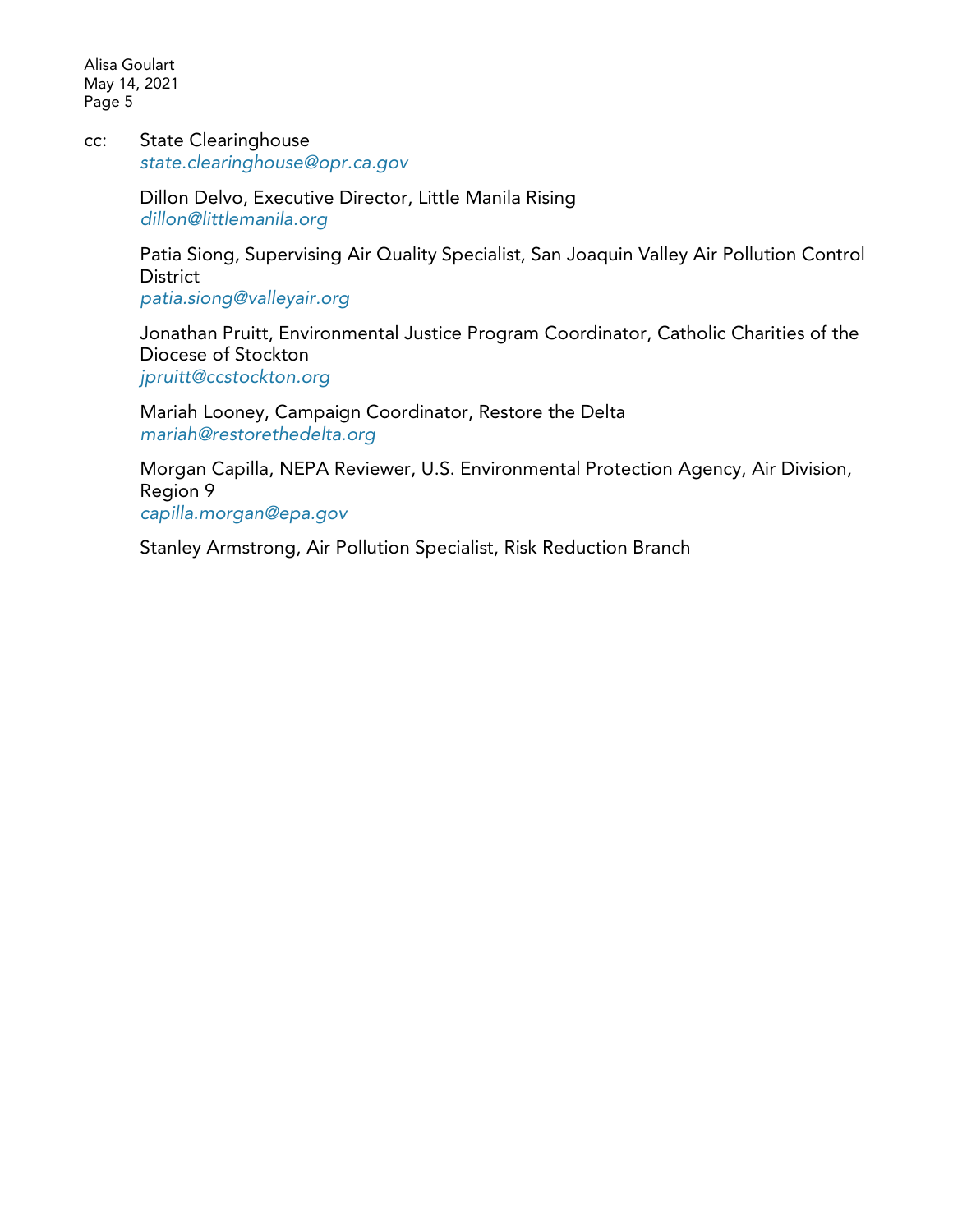cc: State Clearinghouse
*state.clearinghouse@opr.ca.gov*

Dillon Delvo, Executive Director, Little Manila Rising
*dillon@littlemanila.org*

Patia Siong, Supervising Air Quality Specialist, San Joaquin Valley Air Pollution Control District
*patia.siong@valleyair.org*

Jonathan Pruitt, Environmental Justice Program Coordinator, Catholic Charities of the Diocese of Stockton
*jpruitt@ccstockton.org*

Mariah Looney, Campaign Coordinator, Restore the Delta
*mariah@restorethedelta.org*

Morgan Capilla, NEPA Reviewer, U.S. Environmental Protection Agency, Air Division, Region 9
*capilla.morgan@epa.gov*

Stanley Armstrong, Air Pollution Specialist, Risk Reduction Branch